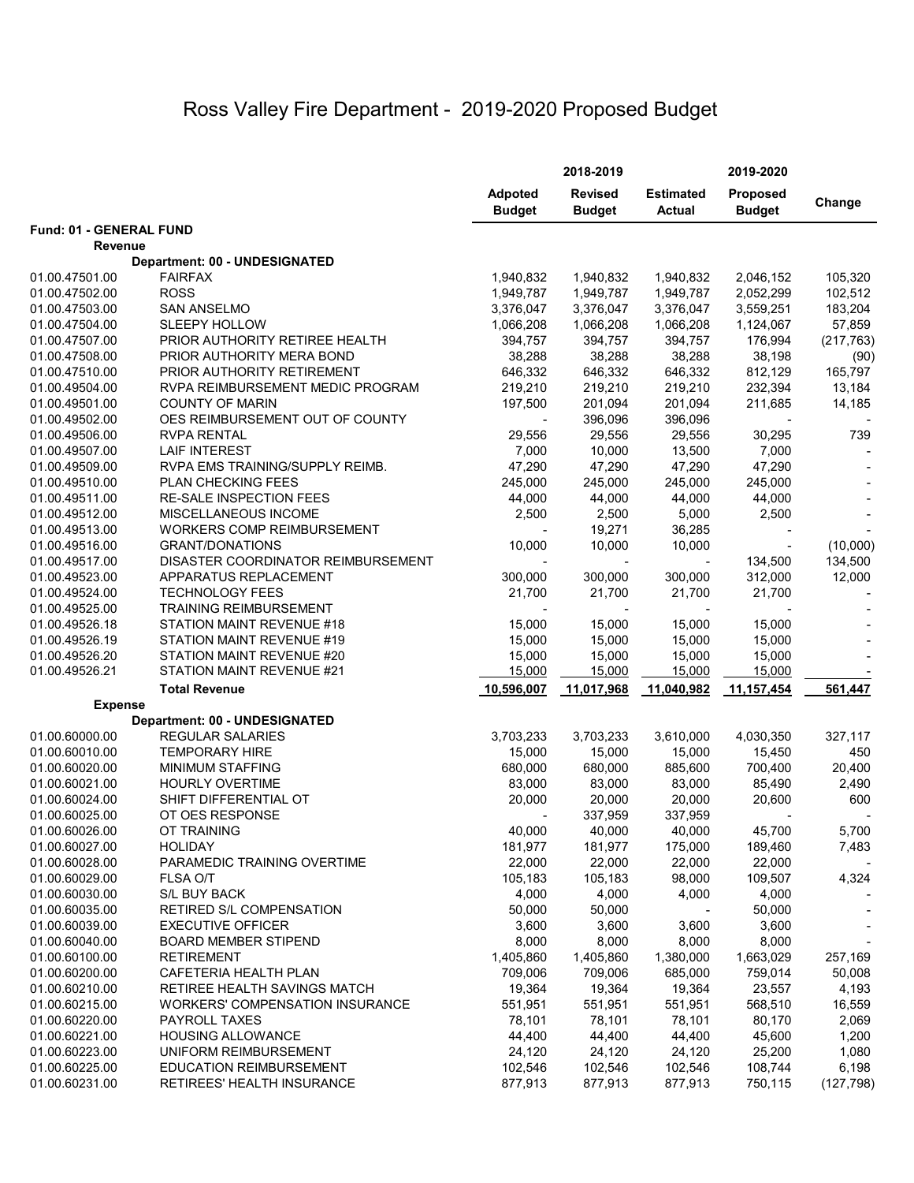# Ross Valley Fire Department - 2019-2020 Proposed Budget

| | | 2018-2019 | | | 2019-2020 | |
|---|---|---|---|---|---|---|
| | | Adpoted Budget | Revised Budget | Estimated Actual | Proposed Budget | Change |
| **Fund: 01 - GENERAL FUND** | | | | | | |
| **Revenue** | | | | | | |
| | **Department: 00 - UNDESIGNATED** | | | | | |
| 01.00.47501.00 | FAIRFAX | 1,940,832 | 1,940,832 | 1,940,832 | 2,046,152 | 105,320 |
| 01.00.47502.00 | ROSS | 1,949,787 | 1,949,787 | 1,949,787 | 2,052,299 | 102,512 |
| 01.00.47503.00 | SAN ANSELMO | 3,376,047 | 3,376,047 | 3,376,047 | 3,559,251 | 183,204 |
| 01.00.47504.00 | SLEEPY HOLLOW | 1,066,208 | 1,066,208 | 1,066,208 | 1,124,067 | 57,859 |
| 01.00.47507.00 | PRIOR AUTHORITY RETIREE HEALTH | 394,757 | 394,757 | 394,757 | 176,994 | (217,763) |
| 01.00.47508.00 | PRIOR AUTHORITY MERA BOND | 38,288 | 38,288 | 38,288 | 38,198 | (90) |
| 01.00.47510.00 | PRIOR AUTHORITY RETIREMENT | 646,332 | 646,332 | 646,332 | 812,129 | 165,797 |
| 01.00.49504.00 | RVPA REIMBURSEMENT MEDIC PROGRAM | 219,210 | 219,210 | 219,210 | 232,394 | 13,184 |
| 01.00.49501.00 | COUNTY OF MARIN | 197,500 | 201,094 | 201,094 | 211,685 | 14,185 |
| 01.00.49502.00 | OES REIMBURSEMENT OUT OF COUNTY | - | 396,096 | 396,096 | - | - |
| 01.00.49506.00 | RVPA RENTAL | 29,556 | 29,556 | 29,556 | 30,295 | 739 |
| 01.00.49507.00 | LAIF INTEREST | 7,000 | 10,000 | 13,500 | 7,000 | - |
| 01.00.49509.00 | RVPA EMS TRAINING/SUPPLY REIMB. | 47,290 | 47,290 | 47,290 | 47,290 | - |
| 01.00.49510.00 | PLAN CHECKING FEES | 245,000 | 245,000 | 245,000 | 245,000 | - |
| 01.00.49511.00 | RE-SALE INSPECTION FEES | 44,000 | 44,000 | 44,000 | 44,000 | - |
| 01.00.49512.00 | MISCELLANEOUS INCOME | 2,500 | 2,500 | 5,000 | 2,500 | - |
| 01.00.49513.00 | WORKERS COMP REIMBURSEMENT | - | 19,271 | 36,285 | - | - |
| 01.00.49516.00 | GRANT/DONATIONS | 10,000 | 10,000 | 10,000 | - | (10,000) |
| 01.00.49517.00 | DISASTER COORDINATOR REIMBURSEMENT | - | - | - | 134,500 | 134,500 |
| 01.00.49523.00 | APPARATUS REPLACEMENT | 300,000 | 300,000 | 300,000 | 312,000 | 12,000 |
| 01.00.49524.00 | TECHNOLOGY FEES | 21,700 | 21,700 | 21,700 | 21,700 | - |
| 01.00.49525.00 | TRAINING REIMBURSEMENT | - | - | - | - | - |
| 01.00.49526.18 | STATION MAINT REVENUE #18 | 15,000 | 15,000 | 15,000 | 15,000 | - |
| 01.00.49526.19 | STATION MAINT REVENUE #19 | 15,000 | 15,000 | 15,000 | 15,000 | - |
| 01.00.49526.20 | STATION MAINT REVENUE #20 | 15,000 | 15,000 | 15,000 | 15,000 | - |
| 01.00.49526.21 | STATION MAINT REVENUE #21 | 15,000 | 15,000 | 15,000 | 15,000 | - |
| | **Total Revenue** | **10,596,007** | **11,017,968** | **11,040,982** | **11,157,454** | **561,447** |
| **Expense** | | | | | | |
| | **Department: 00 - UNDESIGNATED** | | | | | |
| 01.00.60000.00 | REGULAR SALARIES | 3,703,233 | 3,703,233 | 3,610,000 | 4,030,350 | 327,117 |
| 01.00.60010.00 | TEMPORARY HIRE | 15,000 | 15,000 | 15,000 | 15,450 | 450 |
| 01.00.60020.00 | MINIMUM STAFFING | 680,000 | 680,000 | 885,600 | 700,400 | 20,400 |
| 01.00.60021.00 | HOURLY OVERTIME | 83,000 | 83,000 | 83,000 | 85,490 | 2,490 |
| 01.00.60024.00 | SHIFT DIFFERENTIAL OT | 20,000 | 20,000 | 20,000 | 20,600 | 600 |
| 01.00.60025.00 | OT OES RESPONSE | - | 337,959 | 337,959 | - | - |
| 01.00.60026.00 | OT TRAINING | 40,000 | 40,000 | 40,000 | 45,700 | 5,700 |
| 01.00.60027.00 | HOLIDAY | 181,977 | 181,977 | 175,000 | 189,460 | 7,483 |
| 01.00.60028.00 | PARAMEDIC TRAINING OVERTIME | 22,000 | 22,000 | 22,000 | 22,000 | - |
| 01.00.60029.00 | FLSA O/T | 105,183 | 105,183 | 98,000 | 109,507 | 4,324 |
| 01.00.60030.00 | S/L BUY BACK | 4,000 | 4,000 | 4,000 | 4,000 | - |
| 01.00.60035.00 | RETIRED S/L COMPENSATION | 50,000 | 50,000 | - | 50,000 | - |
| 01.00.60039.00 | EXECUTIVE OFFICER | 3,600 | 3,600 | 3,600 | 3,600 | - |
| 01.00.60040.00 | BOARD MEMBER STIPEND | 8,000 | 8,000 | 8,000 | 8,000 | - |
| 01.00.60100.00 | RETIREMENT | 1,405,860 | 1,405,860 | 1,380,000 | 1,663,029 | 257,169 |
| 01.00.60200.00 | CAFETERIA HEALTH PLAN | 709,006 | 709,006 | 685,000 | 759,014 | 50,008 |
| 01.00.60210.00 | RETIREE HEALTH SAVINGS MATCH | 19,364 | 19,364 | 19,364 | 23,557 | 4,193 |
| 01.00.60215.00 | WORKERS' COMPENSATION INSURANCE | 551,951 | 551,951 | 551,951 | 568,510 | 16,559 |
| 01.00.60220.00 | PAYROLL TAXES | 78,101 | 78,101 | 78,101 | 80,170 | 2,069 |
| 01.00.60221.00 | HOUSING ALLOWANCE | 44,400 | 44,400 | 44,400 | 45,600 | 1,200 |
| 01.00.60223.00 | UNIFORM REIMBURSEMENT | 24,120 | 24,120 | 24,120 | 25,200 | 1,080 |
| 01.00.60225.00 | EDUCATION REIMBURSEMENT | 102,546 | 102,546 | 102,546 | 108,744 | 6,198 |
| 01.00.60231.00 | RETIREES' HEALTH INSURANCE | 877,913 | 877,913 | 877,913 | 750,115 | (127,798) |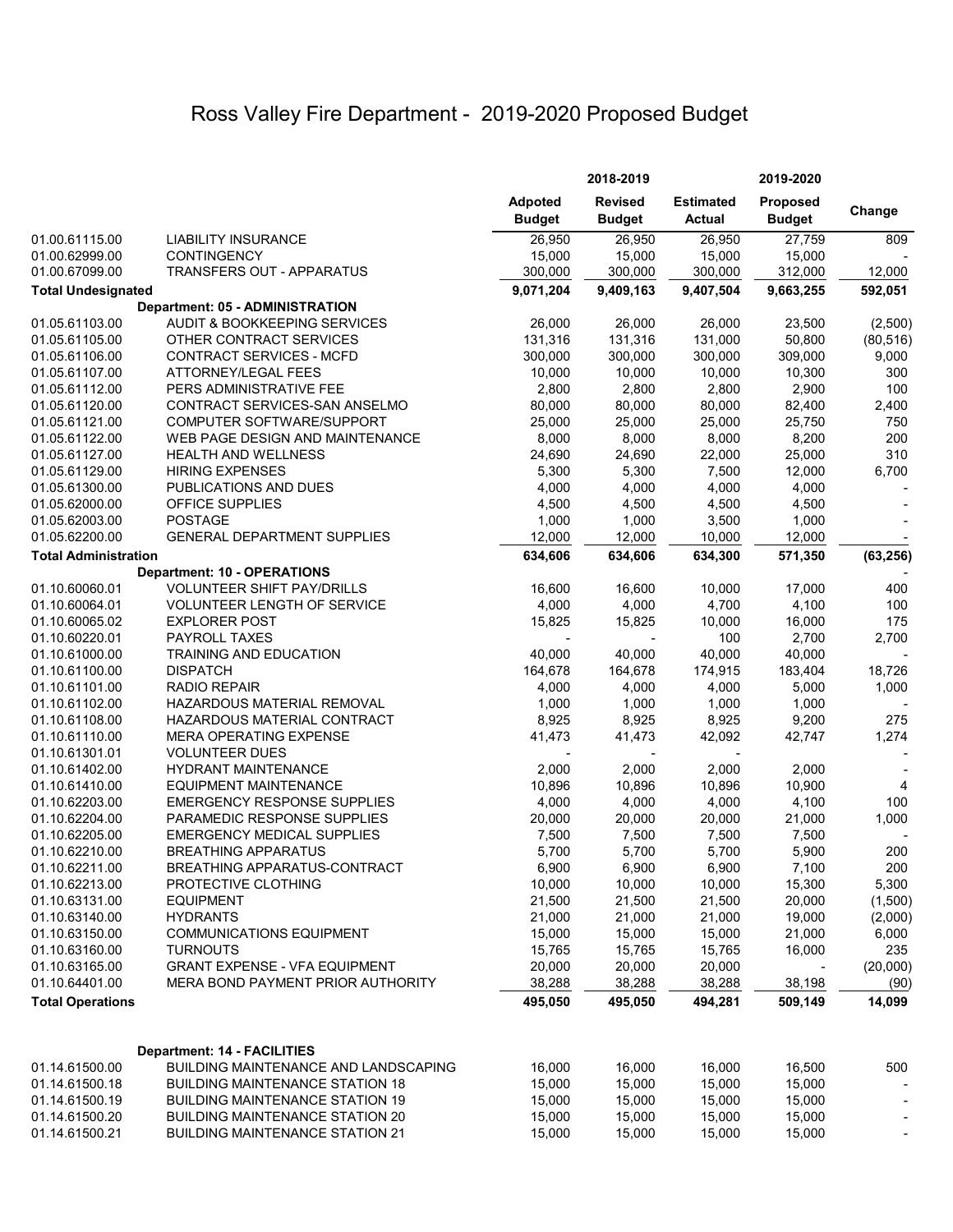# Ross Valley Fire Department - 2019-2020 Proposed Budget

| | | 2018-2019 | | | 2019-2020 | |
|---|---|---|---|---|---|---|
| | | Adpoted Budget | Revised Budget | Estimated Actual | Proposed Budget | Change |
| 01.00.61115.00 | LIABILITY INSURANCE | 26,950 | 26,950 | 26,950 | 27,759 | 809 |
| 01.00.62999.00 | CONTINGENCY | 15,000 | 15,000 | 15,000 | 15,000 | - |
| 01.00.67099.00 | TRANSFERS OUT - APPARATUS | 300,000 | 300,000 | 300,000 | 312,000 | 12,000 |
| **Total Undesignated** | | **9,071,204** | **9,409,163** | **9,407,504** | **9,663,255** | **592,051** |
| | **Department: 05 - ADMINISTRATION** | | | | | |
| 01.05.61103.00 | AUDIT & BOOKKEEPING SERVICES | 26,000 | 26,000 | 26,000 | 23,500 | (2,500) |
| 01.05.61105.00 | OTHER CONTRACT SERVICES | 131,316 | 131,316 | 131,000 | 50,800 | (80,516) |
| 01.05.61106.00 | CONTRACT SERVICES - MCFD | 300,000 | 300,000 | 300,000 | 309,000 | 9,000 |
| 01.05.61107.00 | ATTORNEY/LEGAL FEES | 10,000 | 10,000 | 10,000 | 10,300 | 300 |
| 01.05.61112.00 | PERS ADMINISTRATIVE FEE | 2,800 | 2,800 | 2,800 | 2,900 | 100 |
| 01.05.61120.00 | CONTRACT SERVICES-SAN ANSELMO | 80,000 | 80,000 | 80,000 | 82,400 | 2,400 |
| 01.05.61121.00 | COMPUTER SOFTWARE/SUPPORT | 25,000 | 25,000 | 25,000 | 25,750 | 750 |
| 01.05.61122.00 | WEB PAGE DESIGN AND MAINTENANCE | 8,000 | 8,000 | 8,000 | 8,200 | 200 |
| 01.05.61127.00 | HEALTH AND WELLNESS | 24,690 | 24,690 | 22,000 | 25,000 | 310 |
| 01.05.61129.00 | HIRING EXPENSES | 5,300 | 5,300 | 7,500 | 12,000 | 6,700 |
| 01.05.61300.00 | PUBLICATIONS AND DUES | 4,000 | 4,000 | 4,000 | 4,000 | - |
| 01.05.62000.00 | OFFICE SUPPLIES | 4,500 | 4,500 | 4,500 | 4,500 | - |
| 01.05.62003.00 | POSTAGE | 1,000 | 1,000 | 3,500 | 1,000 | - |
| 01.05.62200.00 | GENERAL DEPARTMENT SUPPLIES | 12,000 | 12,000 | 10,000 | 12,000 | - |
| **Total Administration** | | **634,606** | **634,606** | **634,300** | **571,350** | **(63,256)** |
| | **Department: 10 - OPERATIONS** | | | | | - |
| 01.10.60060.01 | VOLUNTEER SHIFT PAY/DRILLS | 16,600 | 16,600 | 10,000 | 17,000 | 400 |
| 01.10.60064.01 | VOLUNTEER LENGTH OF SERVICE | 4,000 | 4,000 | 4,700 | 4,100 | 100 |
| 01.10.60065.02 | EXPLORER POST | 15,825 | 15,825 | 10,000 | 16,000 | 175 |
| 01.10.60220.01 | PAYROLL TAXES | - | - | 100 | 2,700 | 2,700 |
| 01.10.61000.00 | TRAINING AND EDUCATION | 40,000 | 40,000 | 40,000 | 40,000 | - |
| 01.10.61100.00 | DISPATCH | 164,678 | 164,678 | 174,915 | 183,404 | 18,726 |
| 01.10.61101.00 | RADIO REPAIR | 4,000 | 4,000 | 4,000 | 5,000 | 1,000 |
| 01.10.61102.00 | HAZARDOUS MATERIAL REMOVAL | 1,000 | 1,000 | 1,000 | 1,000 | - |
| 01.10.61108.00 | HAZARDOUS MATERIAL CONTRACT | 8,925 | 8,925 | 8,925 | 9,200 | 275 |
| 01.10.61110.00 | MERA OPERATING EXPENSE | 41,473 | 41,473 | 42,092 | 42,747 | 1,274 |
| 01.10.61301.01 | VOLUNTEER DUES | - | - | - | | - |
| 01.10.61402.00 | HYDRANT MAINTENANCE | 2,000 | 2,000 | 2,000 | 2,000 | - |
| 01.10.61410.00 | EQUIPMENT MAINTENANCE | 10,896 | 10,896 | 10,896 | 10,900 | 4 |
| 01.10.62203.00 | EMERGENCY RESPONSE SUPPLIES | 4,000 | 4,000 | 4,000 | 4,100 | 100 |
| 01.10.62204.00 | PARAMEDIC RESPONSE SUPPLIES | 20,000 | 20,000 | 20,000 | 21,000 | 1,000 |
| 01.10.62205.00 | EMERGENCY MEDICAL SUPPLIES | 7,500 | 7,500 | 7,500 | 7,500 | - |
| 01.10.62210.00 | BREATHING APPARATUS | 5,700 | 5,700 | 5,700 | 5,900 | 200 |
| 01.10.62211.00 | BREATHING APPARATUS-CONTRACT | 6,900 | 6,900 | 6,900 | 7,100 | 200 |
| 01.10.62213.00 | PROTECTIVE CLOTHING | 10,000 | 10,000 | 10,000 | 15,300 | 5,300 |
| 01.10.63131.00 | EQUIPMENT | 21,500 | 21,500 | 21,500 | 20,000 | (1,500) |
| 01.10.63140.00 | HYDRANTS | 21,000 | 21,000 | 21,000 | 19,000 | (2,000) |
| 01.10.63150.00 | COMMUNICATIONS EQUIPMENT | 15,000 | 15,000 | 15,000 | 21,000 | 6,000 |
| 01.10.63160.00 | TURNOUTS | 15,765 | 15,765 | 15,765 | 16,000 | 235 |
| 01.10.63165.00 | GRANT EXPENSE - VFA EQUIPMENT | 20,000 | 20,000 | 20,000 | - | (20,000) |
| 01.10.64401.00 | MERA BOND PAYMENT PRIOR AUTHORITY | 38,288 | 38,288 | 38,288 | 38,198 | (90) |
| **Total Operations** | | **495,050** | **495,050** | **494,281** | **509,149** | **14,099** |
| | **Department: 14 - FACILITIES** | | | | | |
| 01.14.61500.00 | BUILDING MAINTENANCE AND LANDSCAPING | 16,000 | 16,000 | 16,000 | 16,500 | 500 |
| 01.14.61500.18 | BUILDING MAINTENANCE STATION 18 | 15,000 | 15,000 | 15,000 | 15,000 | - |
| 01.14.61500.19 | BUILDING MAINTENANCE STATION 19 | 15,000 | 15,000 | 15,000 | 15,000 | - |
| 01.14.61500.20 | BUILDING MAINTENANCE STATION 20 | 15,000 | 15,000 | 15,000 | 15,000 | - |
| 01.14.61500.21 | BUILDING MAINTENANCE STATION 21 | 15,000 | 15,000 | 15,000 | 15,000 | - |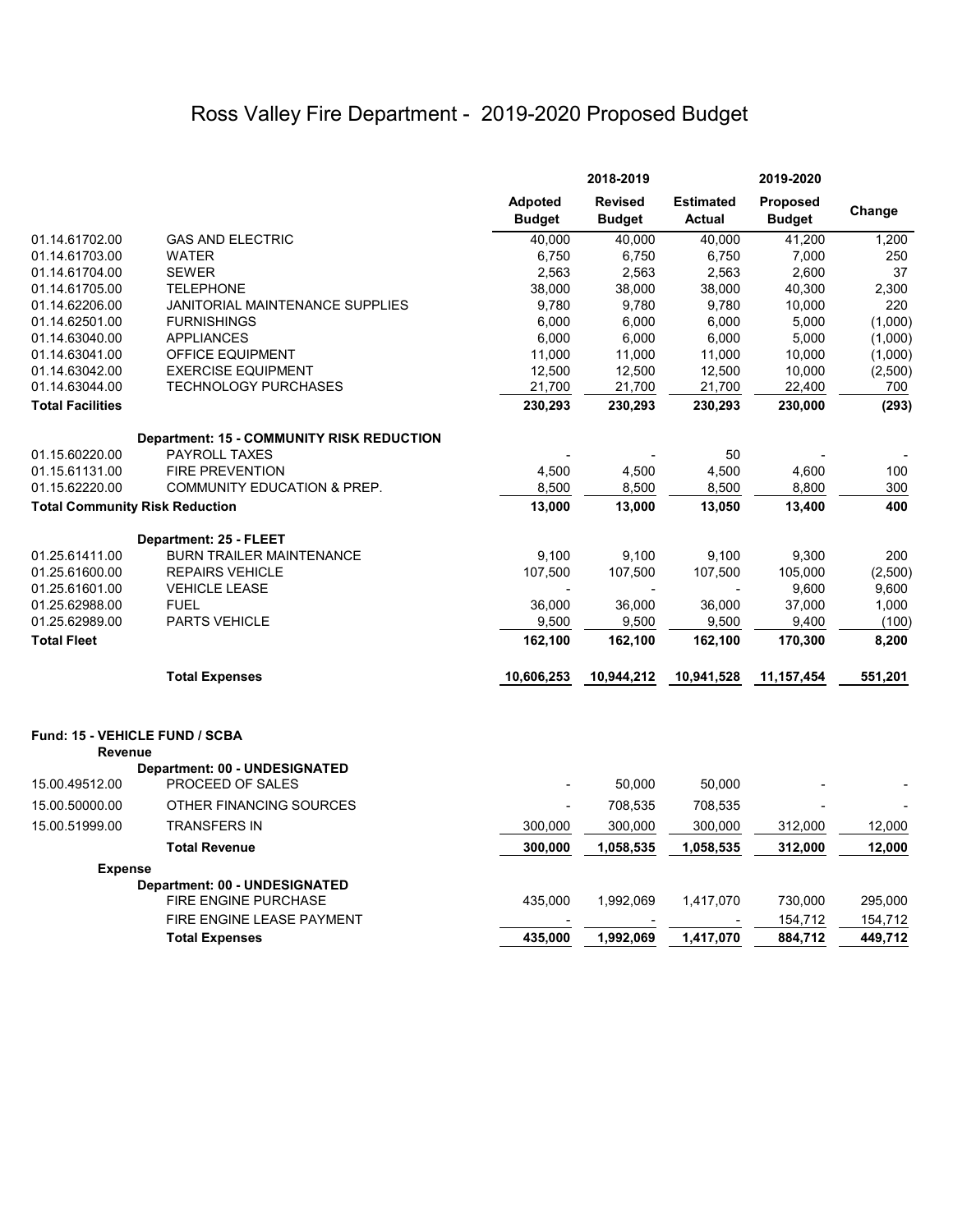# Ross Valley Fire Department - 2019-2020 Proposed Budget

| | | 2018-2019 | | | 2019-2020 | |
|---|---|---|---|---|---|---|
| | | **Adpoted Budget** | **Revised Budget** | **Estimated Actual** | **Proposed Budget** | **Change** |
| 01.14.61702.00 | GAS AND ELECTRIC | 40,000 | 40,000 | 40,000 | 41,200 | 1,200 |
| 01.14.61703.00 | WATER | 6,750 | 6,750 | 6,750 | 7,000 | 250 |
| 01.14.61704.00 | SEWER | 2,563 | 2,563 | 2,563 | 2,600 | 37 |
| 01.14.61705.00 | TELEPHONE | 38,000 | 38,000 | 38,000 | 40,300 | 2,300 |
| 01.14.62206.00 | JANITORIAL MAINTENANCE SUPPLIES | 9,780 | 9,780 | 9,780 | 10,000 | 220 |
| 01.14.62501.00 | FURNISHINGS | 6,000 | 6,000 | 6,000 | 5,000 | (1,000) |
| 01.14.63040.00 | APPLIANCES | 6,000 | 6,000 | 6,000 | 5,000 | (1,000) |
| 01.14.63041.00 | OFFICE EQUIPMENT | 11,000 | 11,000 | 11,000 | 10,000 | (1,000) |
| 01.14.63042.00 | EXERCISE EQUIPMENT | 12,500 | 12,500 | 12,500 | 10,000 | (2,500) |
| 01.14.63044.00 | TECHNOLOGY PURCHASES | 21,700 | 21,700 | 21,700 | 22,400 | 700 |
| **Total Facilities** | | **230,293** | **230,293** | **230,293** | **230,000** | **(293)** |
| | **Department: 15 - COMMUNITY RISK REDUCTION** | | | | | |
| 01.15.60220.00 | PAYROLL TAXES | - | - | 50 | - | - |
| 01.15.61131.00 | FIRE PREVENTION | 4,500 | 4,500 | 4,500 | 4,600 | 100 |
| 01.15.62220.00 | COMMUNITY EDUCATION & PREP. | 8,500 | 8,500 | 8,500 | 8,800 | 300 |
| **Total Community Risk Reduction** | | **13,000** | **13,000** | **13,050** | **13,400** | **400** |
| | **Department: 25 - FLEET** | | | | | |
| 01.25.61411.00 | BURN TRAILER MAINTENANCE | 9,100 | 9,100 | 9,100 | 9,300 | 200 |
| 01.25.61600.00 | REPAIRS VEHICLE | 107,500 | 107,500 | 107,500 | 105,000 | (2,500) |
| 01.25.61601.00 | VEHICLE LEASE | - | - | - | 9,600 | 9,600 |
| 01.25.62988.00 | FUEL | 36,000 | 36,000 | 36,000 | 37,000 | 1,000 |
| 01.25.62989.00 | PARTS VEHICLE | 9,500 | 9,500 | 9,500 | 9,400 | (100) |
| **Total Fleet** | | **162,100** | **162,100** | **162,100** | **170,300** | **8,200** |
| | **Total Expenses** | **10,606,253** | **10,944,212** | **10,941,528** | **11,157,454** | **551,201** |
| **Fund: 15 - VEHICLE FUND / SCBA** | | | | | | |
| **Revenue** | | | | | | |
| | **Department: 00 - UNDESIGNATED** | | | | | |
| 15.00.49512.00 | PROCEED OF SALES | - | 50,000 | 50,000 | - | - |
| 15.00.50000.00 | OTHER FINANCING SOURCES | - | 708,535 | 708,535 | - | - |
| 15.00.51999.00 | TRANSFERS IN | 300,000 | 300,000 | 300,000 | 312,000 | 12,000 |
| | **Total Revenue** | **300,000** | **1,058,535** | **1,058,535** | **312,000** | **12,000** |
| **Expense** | | | | | | |
| | **Department: 00 - UNDESIGNATED** | | | | | |
| | FIRE ENGINE PURCHASE | 435,000 | 1,992,069 | 1,417,070 | 730,000 | 295,000 |
| | FIRE ENGINE LEASE PAYMENT | - | - | - | 154,712 | 154,712 |
| | **Total Expenses** | **435,000** | **1,992,069** | **1,417,070** | **884,712** | **449,712** |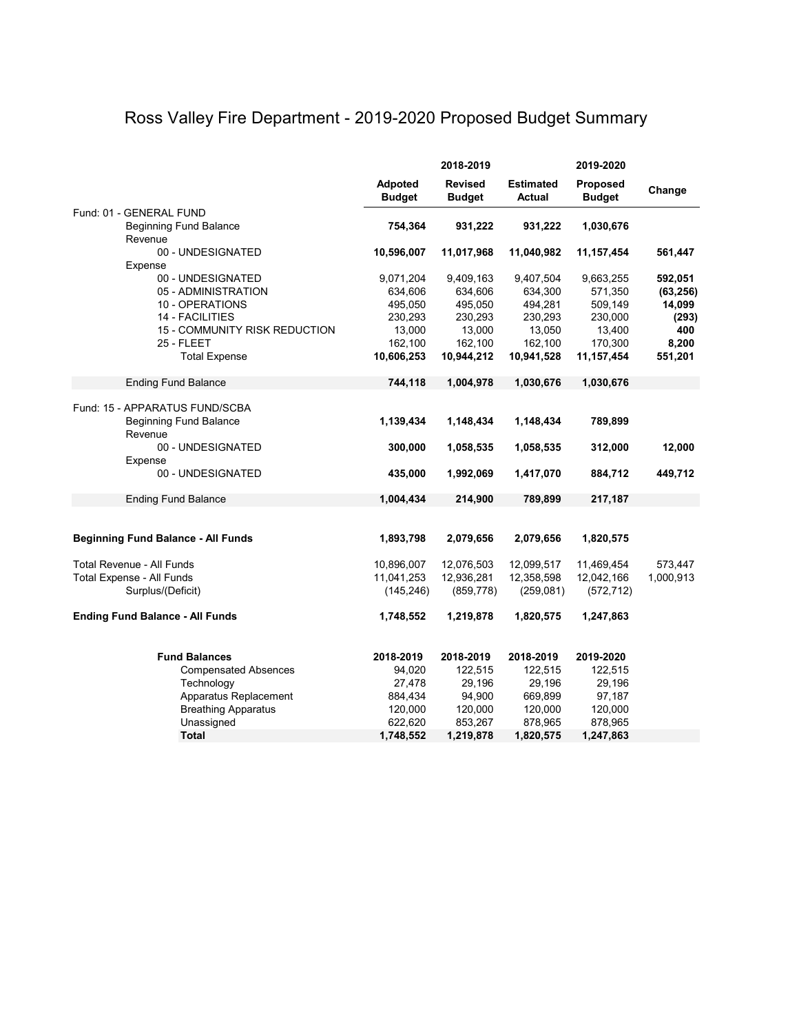# Ross Valley Fire Department - 2019-2020 Proposed Budget Summary

| | 2018-2019 | | | 2019-2020 | |
|---|---|---|---|---|---|
| | **Adpoted Budget** | **Revised Budget** | **Estimated Actual** | **Proposed Budget** | **Change** |
| Fund: 01 - GENERAL FUND | | | | | |
| Beginning Fund Balance | **754,364** | **931,222** | **931,222** | **1,030,676** | |
| Revenue | | | | | |
| 00 - UNDESIGNATED | **10,596,007** | **11,017,968** | **11,040,982** | **11,157,454** | **561,447** |
| Expense | | | | | |
| 00 - UNDESIGNATED | 9,071,204 | 9,409,163 | 9,407,504 | 9,663,255 | **592,051** |
| 05 - ADMINISTRATION | 634,606 | 634,606 | 634,300 | 571,350 | **(63,256)** |
| 10 - OPERATIONS | 495,050 | 495,050 | 494,281 | 509,149 | **14,099** |
| 14 - FACILITIES | 230,293 | 230,293 | 230,293 | 230,000 | **(293)** |
| 15 - COMMUNITY RISK REDUCTION | 13,000 | 13,000 | 13,050 | 13,400 | **400** |
| 25 - FLEET | 162,100 | 162,100 | 162,100 | 170,300 | **8,200** |
| Total Expense | **10,606,253** | **10,944,212** | **10,941,528** | **11,157,454** | **551,201** |
| Ending Fund Balance | **744,118** | **1,004,978** | **1,030,676** | **1,030,676** | |
| Fund: 15 - APPARATUS FUND/SCBA | | | | | |
| Beginning Fund Balance | **1,139,434** | **1,148,434** | **1,148,434** | **789,899** | |
| Revenue | | | | | |
| 00 - UNDESIGNATED | **300,000** | **1,058,535** | **1,058,535** | **312,000** | **12,000** |
| Expense | | | | | |
| 00 - UNDESIGNATED | **435,000** | **1,992,069** | **1,417,070** | **884,712** | **449,712** |
| Ending Fund Balance | **1,004,434** | **214,900** | **789,899** | **217,187** | |
| **Beginning Fund Balance - All Funds** | **1,893,798** | **2,079,656** | **2,079,656** | **1,820,575** | |
| Total Revenue - All Funds | 10,896,007 | 12,076,503 | 12,099,517 | 11,469,454 | 573,447 |
| Total Expense - All Funds | 11,041,253 | 12,936,281 | 12,358,598 | 12,042,166 | 1,000,913 |
| Surplus/(Deficit) | (145,246) | (859,778) | (259,081) | (572,712) | |
| **Ending Fund Balance - All Funds** | **1,748,552** | **1,219,878** | **1,820,575** | **1,247,863** | |

| **Fund Balances** | **2018-2019** | **2018-2019** | **2018-2019** | **2019-2020** |
|---|---|---|---|---|
| Compensated Absences | 94,020 | 122,515 | 122,515 | 122,515 |
| Technology | 27,478 | 29,196 | 29,196 | 29,196 |
| Apparatus Replacement | 884,434 | 94,900 | 669,899 | 97,187 |
| Breathing Apparatus | 120,000 | 120,000 | 120,000 | 120,000 |
| Unassigned | 622,620 | 853,267 | 878,965 | 878,965 |
| **Total** | **1,748,552** | **1,219,878** | **1,820,575** | **1,247,863** |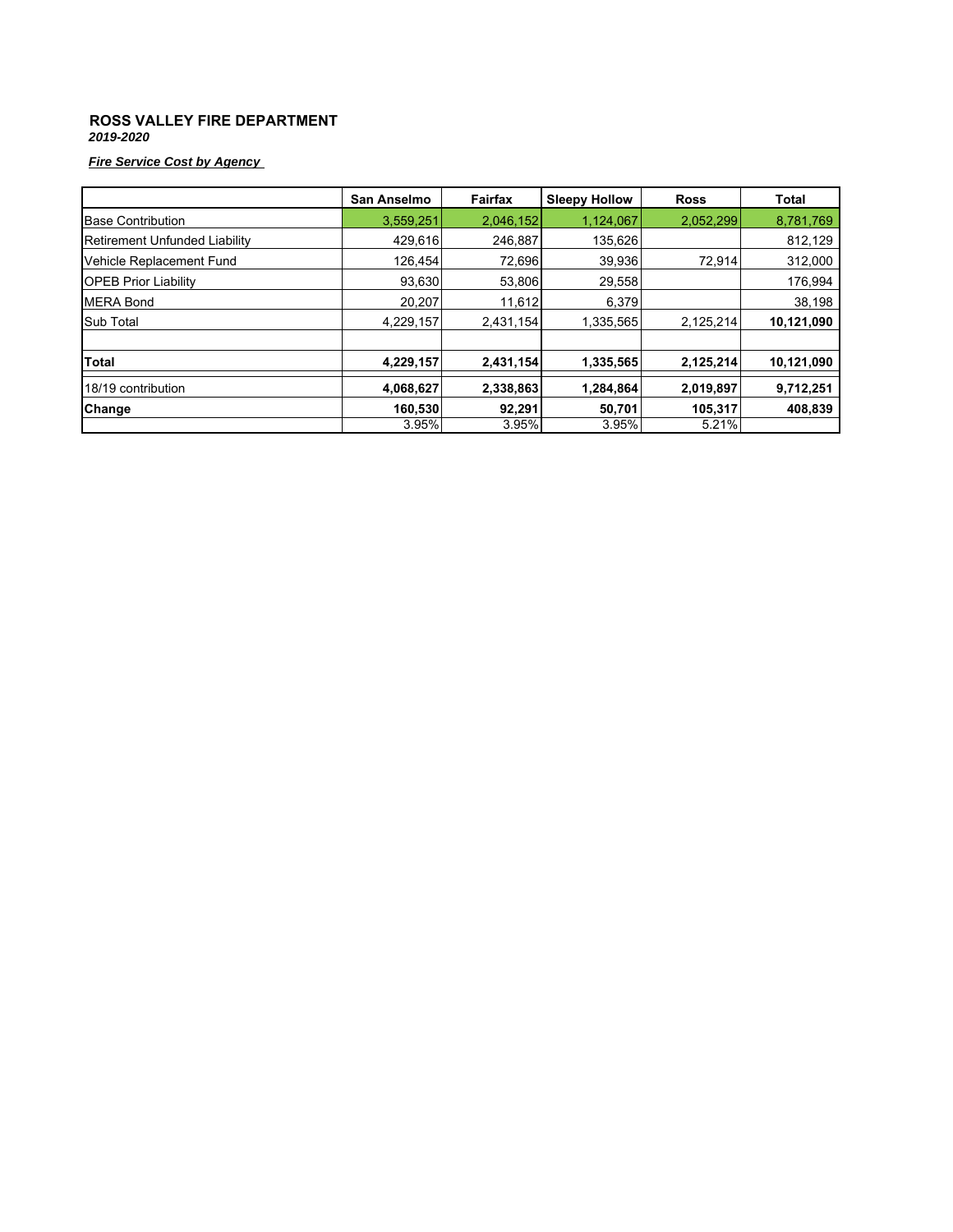**ROSS VALLEY FIRE DEPARTMENT**
***2019-2020***

***Fire Service Cost by Agency***

| | San Anselmo | Fairfax | Sleepy Hollow | Ross | Total |
|---|---|---|---|---|---|
| Base Contribution | 3,559,251 | 2,046,152 | 1,124,067 | 2,052,299 | 8,781,769 |
| Retirement Unfunded Liability | 429,616 | 246,887 | 135,626 | | 812,129 |
| Vehicle Replacement Fund | 126,454 | 72,696 | 39,936 | 72,914 | 312,000 |
| OPEB Prior Liability | 93,630 | 53,806 | 29,558 | | 176,994 |
| MERA Bond | 20,207 | 11,612 | 6,379 | | 38,198 |
| Sub Total | 4,229,157 | 2,431,154 | 1,335,565 | 2,125,214 | **10,121,090** |
| | | | | | |
| **Total** | **4,229,157** | **2,431,154** | **1,335,565** | **2,125,214** | **10,121,090** |
| 18/19 contribution | **4,068,627** | **2,338,863** | **1,284,864** | **2,019,897** | **9,712,251** |
| **Change** | **160,530** | **92,291** | **50,701** | **105,317** | **408,839** |
| | 3.95% | 3.95% | 3.95% | 5.21% | |